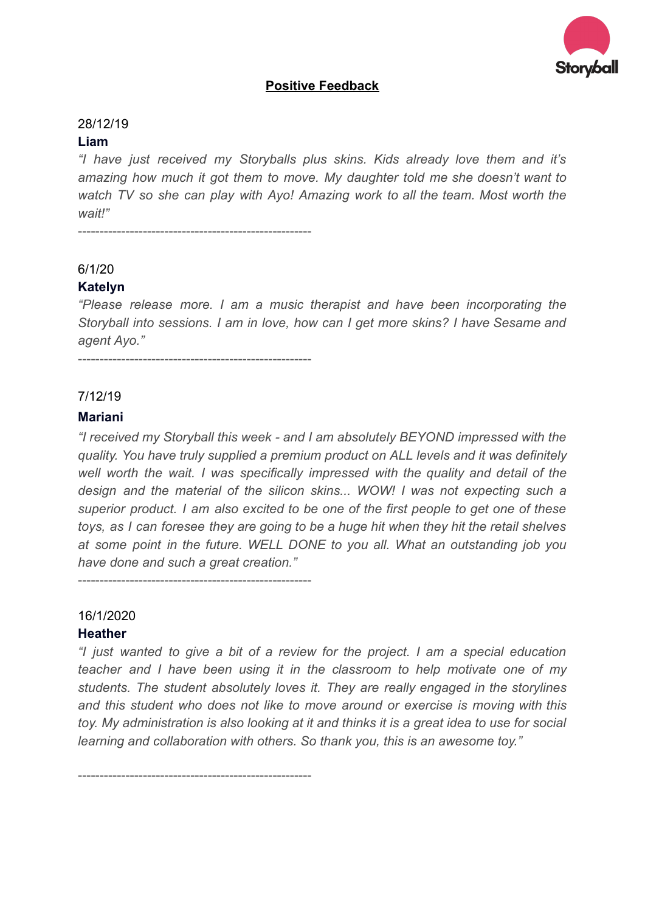## Positive Feedback

28/12/19

**Liam**

*"I have just received my Storyballs plus skins. Kids already love them and it's amazing how much it got them to move. My daughter told me she doesn't want to watch TV so she can play with Ayo! Amazing work to all the team. Most worth the wait!"*

-----------------------------------------------------

6/1/20

**Katelyn**

*"Please release more. I am a music therapist and have been incorporating the Storyball into sessions. I am in love, how can I get more skins? I have Sesame and agent Ayo."*

-----------------------------------------------------

7/12/19

**Mariani**

*"I received my Storyball this week - and I am absolutely BEYOND impressed with the quality. You have truly supplied a premium product on ALL levels and it was definitely well worth the wait. I was specifically impressed with the quality and detail of the design and the material of the silicon skins... WOW! I was not expecting such a superior product. I am also excited to be one of the first people to get one of these toys, as I can foresee they are going to be a huge hit when they hit the retail shelves at some point in the future. WELL DONE to you all. What an outstanding job you have done and such a great creation."*

-----------------------------------------------------

16/1/2020

**Heather**

*"I just wanted to give a bit of a review for the project. I am a special education teacher and I have been using it in the classroom to help motivate one of my students. The student absolutely loves it. They are really engaged in the storylines and this student who does not like to move around or exercise is moving with this toy. My administration is also looking at it and thinks it is a great idea to use for social learning and collaboration with others. So thank you, this is an awesome toy."*

-----------------------------------------------------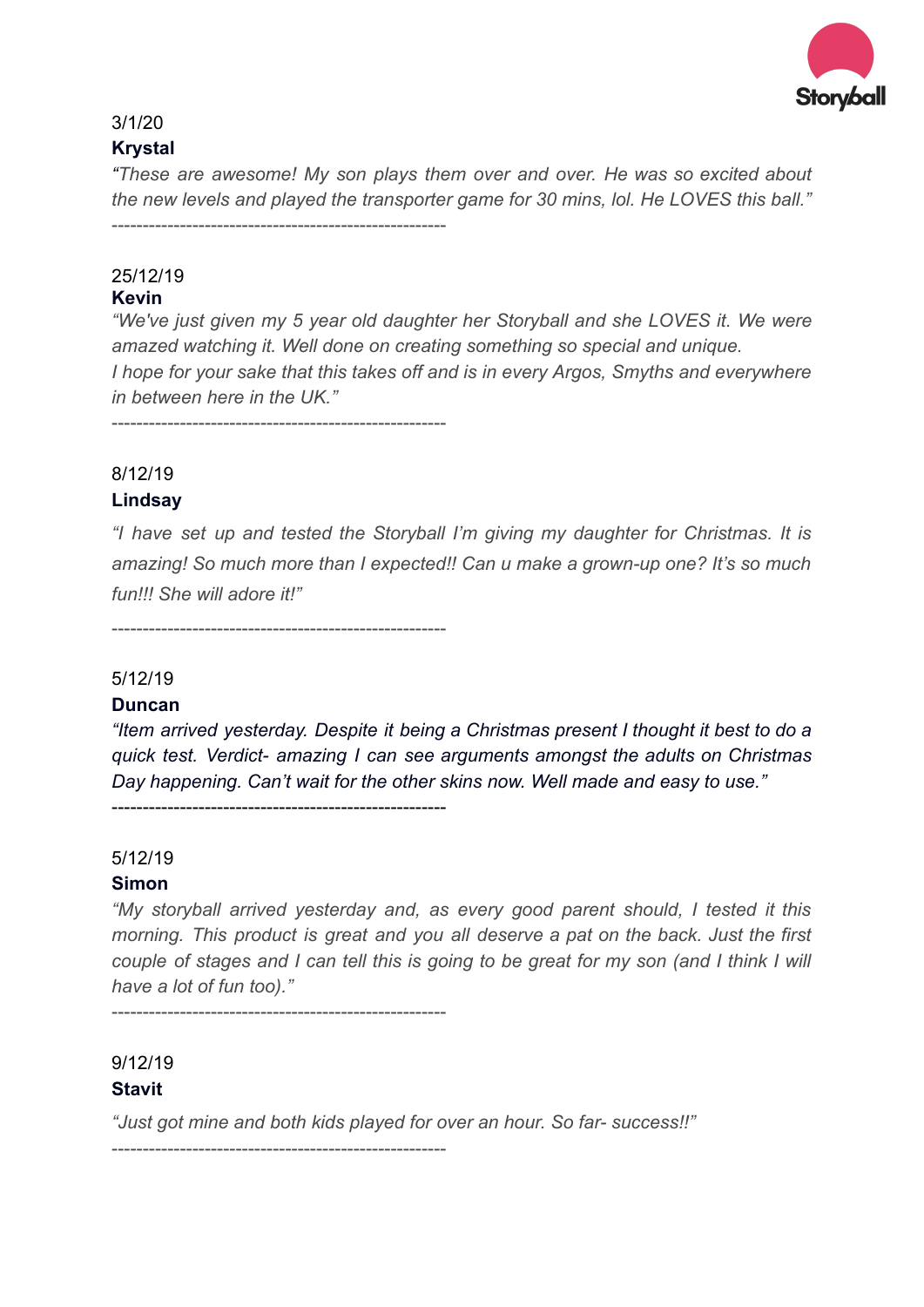3/1/20

**Krystal**

*"These are awesome! My son plays them over and over. He was so excited about the new levels and played the transporter game for 30 mins, lol. He LOVES this ball."*

---

25/12/19

**Kevin**

*"We've just given my 5 year old daughter her Storyball and she LOVES it. We were amazed watching it. Well done on creating something so special and unique.*
*I hope for your sake that this takes off and is in every Argos, Smyths and everywhere in between here in the UK."*

---

8/12/19

**Lindsay**

*"I have set up and tested the Storyball I'm giving my daughter for Christmas. It is amazing! So much more than I expected!! Can u make a grown-up one? It's so much fun!!! She will adore it!"*

---

5/12/19

**Duncan**

*"Item arrived yesterday. Despite it being a Christmas present I thought it best to do a quick test. Verdict- amazing I can see arguments amongst the adults on Christmas Day happening. Can't wait for the other skins now. Well made and easy to use."*

---

5/12/19

**Simon**

*"My storyball arrived yesterday and, as every good parent should, I tested it this morning. This product is great and you all deserve a pat on the back. Just the first couple of stages and I can tell this is going to be great for my son (and I think I will have a lot of fun too)."*

---

9/12/19

**Stavit**

*"Just got mine and both kids played for over an hour. So far- success!!"*

---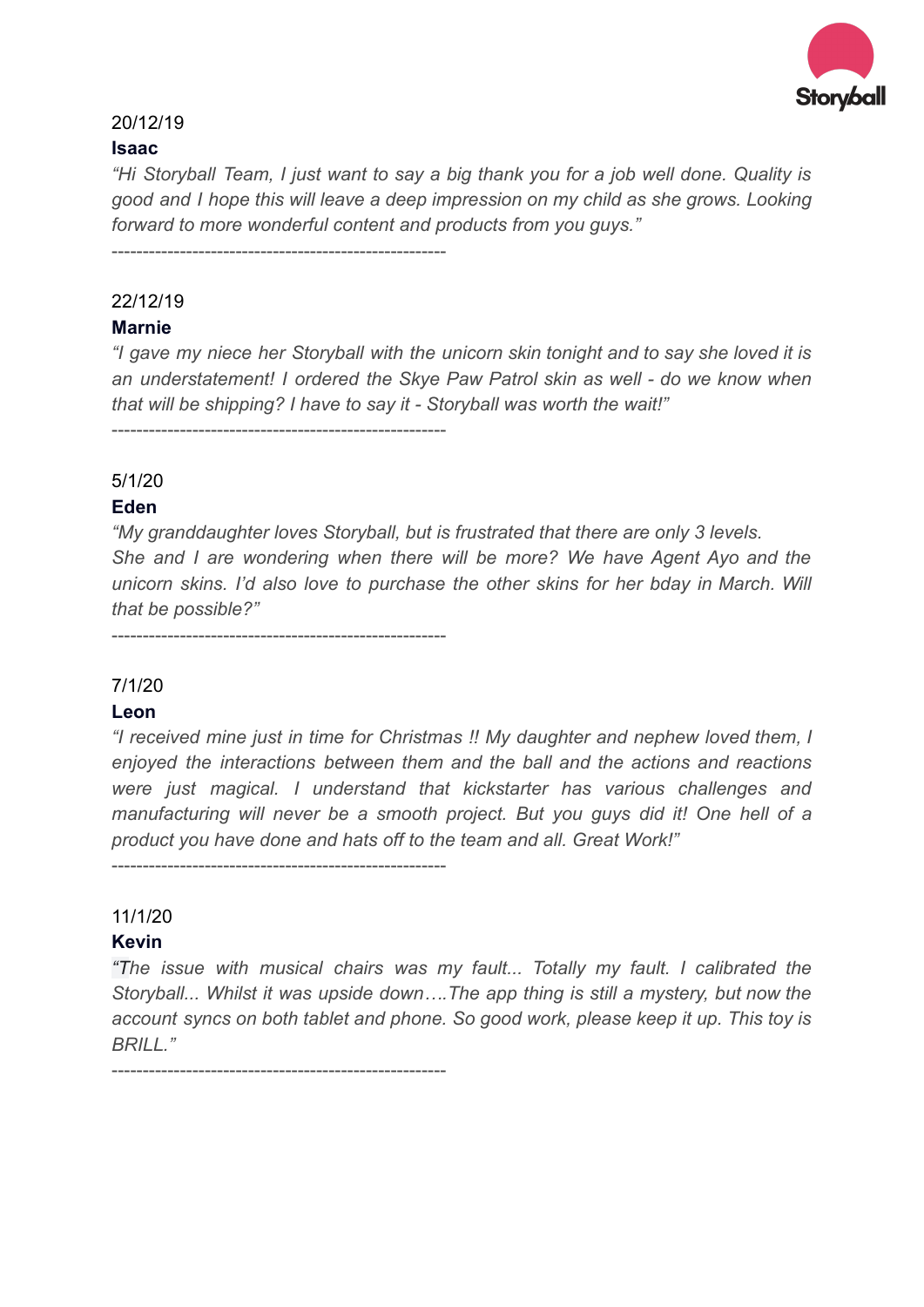20/12/19

**Isaac**

*"Hi Storyball Team, I just want to say a big thank you for a job well done. Quality is good and I hope this will leave a deep impression on my child as she grows. Looking forward to more wonderful content and products from you guys."*

-----------------------------------------------------

22/12/19

**Marnie**

*"I gave my niece her Storyball with the unicorn skin tonight and to say she loved it is an understatement! I ordered the Skye Paw Patrol skin as well - do we know when that will be shipping? I have to say it - Storyball was worth the wait!"*

-----------------------------------------------------

5/1/20

**Eden**

*"My granddaughter loves Storyball, but is frustrated that there are only 3 levels. She and I are wondering when there will be more? We have Agent Ayo and the unicorn skins. I'd also love to purchase the other skins for her bday in March. Will that be possible?"*

-----------------------------------------------------

7/1/20

**Leon**

*"I received mine just in time for Christmas !! My daughter and nephew loved them, I enjoyed the interactions between them and the ball and the actions and reactions were just magical. I understand that kickstarter has various challenges and manufacturing will never be a smooth project. But you guys did it! One hell of a product you have done and hats off to the team and all. Great Work!"*

-----------------------------------------------------

11/1/20

**Kevin**

*"The issue with musical chairs was my fault... Totally my fault. I calibrated the Storyball... Whilst it was upside down….The app thing is still a mystery, but now the account syncs on both tablet and phone. So good work, please keep it up. This toy is BRILL."*

-----------------------------------------------------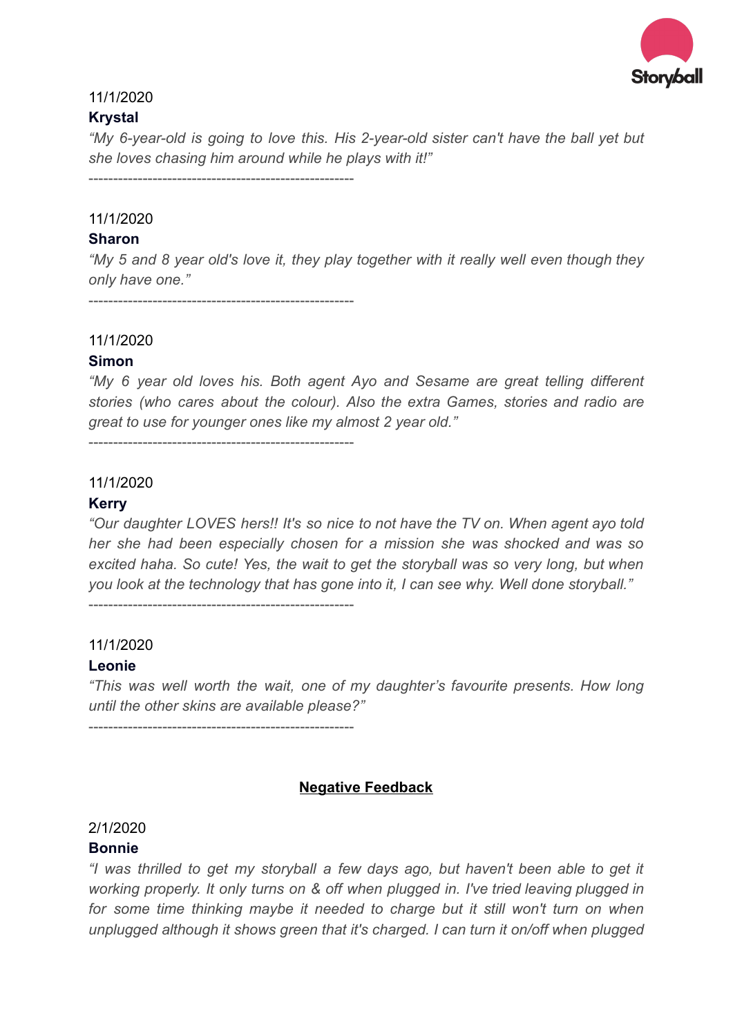11/1/2020

**Krystal**

*"My 6-year-old is going to love this. His 2-year-old sister can't have the ball yet but she loves chasing him around while he plays with it!"*

-----------------------------------------------------

11/1/2020

**Sharon**

*"My 5 and 8 year old's love it, they play together with it really well even though they only have one."*

-----------------------------------------------------

11/1/2020

**Simon**

*"My 6 year old loves his. Both agent Ayo and Sesame are great telling different stories (who cares about the colour). Also the extra Games, stories and radio are great to use for younger ones like my almost 2 year old."*

-----------------------------------------------------

11/1/2020

**Kerry**

*"Our daughter LOVES hers!! It's so nice to not have the TV on. When agent ayo told her she had been especially chosen for a mission she was shocked and was so excited haha. So cute! Yes, the wait to get the storyball was so very long, but when you look at the technology that has gone into it, I can see why. Well done storyball."*

-----------------------------------------------------

11/1/2020

**Leonie**

*"This was well worth the wait, one of my daughter's favourite presents. How long until the other skins are available please?"*

-----------------------------------------------------

**Negative Feedback**

2/1/2020

**Bonnie**

*"I was thrilled to get my storyball a few days ago, but haven't been able to get it working properly. It only turns on & off when plugged in. I've tried leaving plugged in for some time thinking maybe it needed to charge but it still won't turn on when unplugged although it shows green that it's charged. I can turn it on/off when plugged*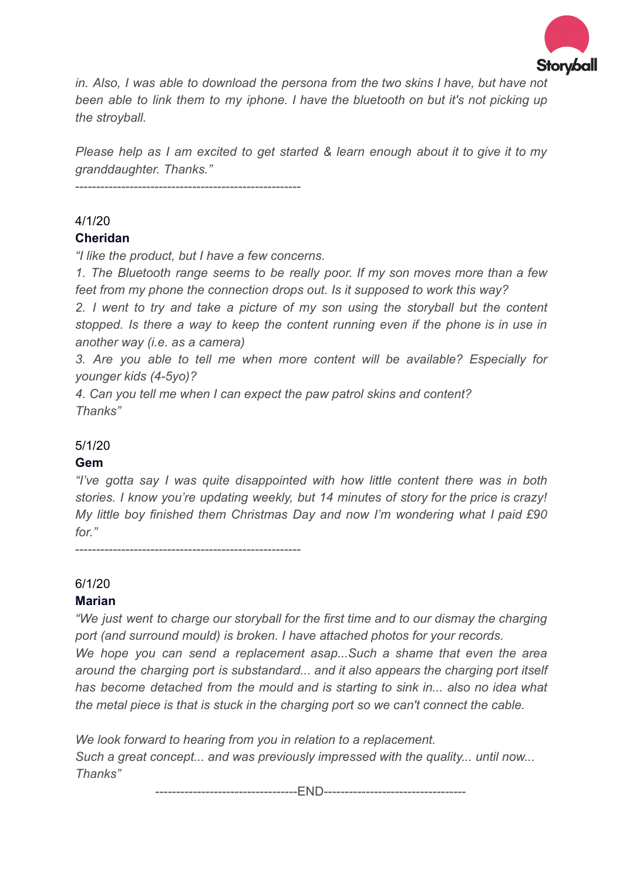*in. Also, I was able to download the persona from the two skins I have, but have not been able to link them to my iphone. I have the bluetooth on but it's not picking up the stroyball.*

*Please help as I am excited to get started & learn enough about it to give it to my granddaughter. Thanks."*

-----------------------------------------------------

4/1/20

**Cheridan**

*"I like the product, but I have a few concerns.*

*1. The Bluetooth range seems to be really poor. If my son moves more than a few feet from my phone the connection drops out. Is it supposed to work this way?*

*2. I went to try and take a picture of my son using the storyball but the content stopped. Is there a way to keep the content running even if the phone is in use in another way (i.e. as a camera)*

*3. Are you able to tell me when more content will be available? Especially for younger kids (4-5yo)?*

*4. Can you tell me when I can expect the paw patrol skins and content?*

*Thanks"*

5/1/20

**Gem**

*"I've gotta say I was quite disappointed with how little content there was in both stories. I know you're updating weekly, but 14 minutes of story for the price is crazy! My little boy finished them Christmas Day and now I'm wondering what I paid £90 for."*

-----------------------------------------------------

6/1/20

**Marian**

*"We just went to charge our storyball for the first time and to our dismay the charging port (and surround mould) is broken. I have attached photos for your records.*

*We hope you can send a replacement asap...Such a shame that even the area around the charging port is substandard... and it also appears the charging port itself has become detached from the mould and is starting to sink in... also no idea what the metal piece is that is stuck in the charging port so we can't connect the cable.*

*We look forward to hearing from you in relation to a replacement.*

*Such a great concept... and was previously impressed with the quality... until now...*

*Thanks"*

----------------------------------END----------------------------------